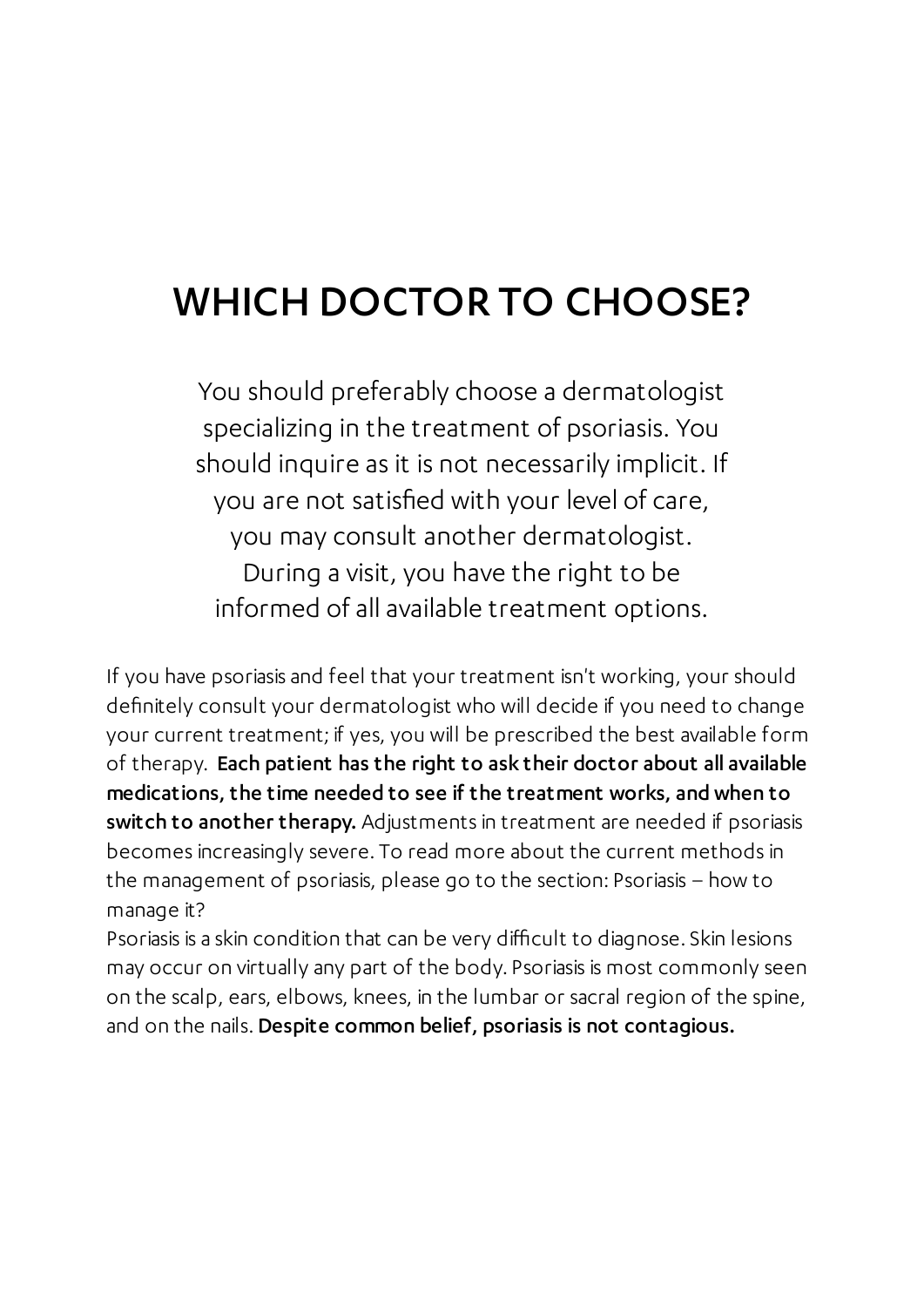# WHICH DOCTOR TO CHOOSE?

You should preferably choose a dermatologist specializing in the treatment of psoriasis. You should inquire as it is not necessarily implicit. If you are not satisfied with your level of care, you may consult another dermatologist. During a visit, you have the right to be informed of all available treatment options.

If you have psoriasis and feel that your treatment isn't working, your should definitely consult your dermatologist who will decide if you need to change your current treatment; if yes, you will be prescribed the best available form of therapy. **Each patient has the right to ask their doctor about all available medications, the time needed to see if the treatment works, and when to switch to another therapy.** Adjustments in treatment are needed if psoriasis becomes increasingly severe. To read more about the current methods in the management of psoriasis, please go to the section: Psoriasis – how to manage it?

Psoriasis is a skin condition that can be very difficult to diagnose. Skin lesions may occur on virtually any part of the body. Psoriasis is most commonly seen on the scalp, ears, elbows, knees, in the lumbar or sacral region of the spine, and on the nails. **Despite common belief, psoriasis is not contagious.**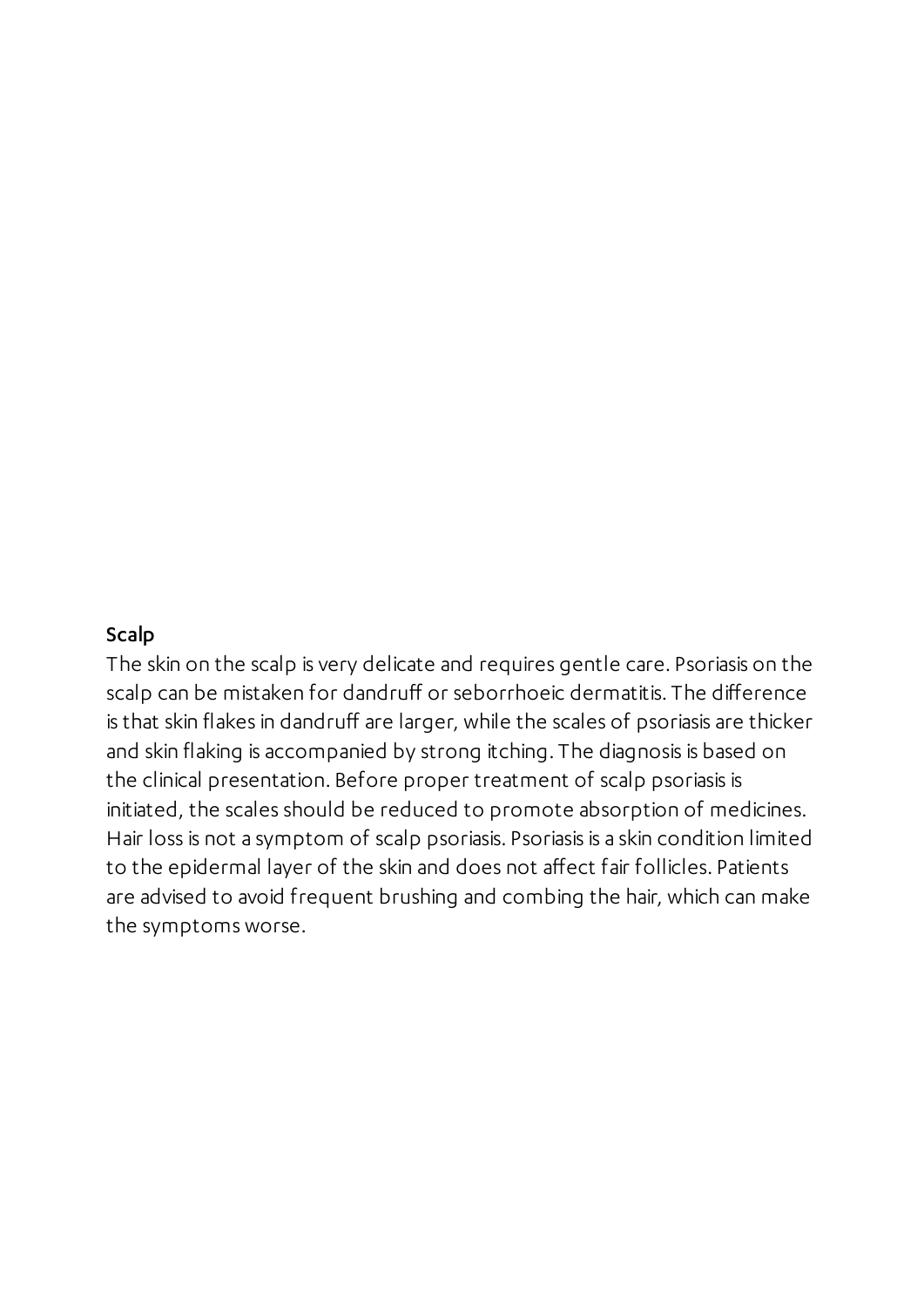## Scalp

The skin on the scalp is very delicate and requires gentle care. Psoriasis on the scalp can be mistaken for dandruff or seborrhoeic dermatitis. The difference is that skin flakes in dandruff are larger, while the scales of psoriasis are thicker and skin flaking is accompanied by strong itching. The diagnosis is based on the clinical presentation. Before proper treatment of scalp psoriasis is initiated, the scales should be reduced to promote absorption of medicines. Hair loss is not a symptom of scalp psoriasis. Psoriasis is a skin condition limited to the epidermal layer of the skin and does not affect fair follicles. Patients are advised to avoid frequent brushing and combing the hair, which can make the symptoms worse.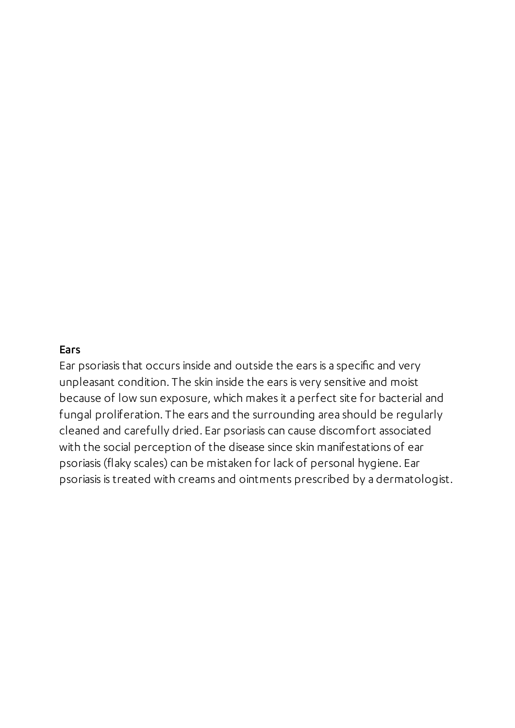## Ears

Ear psoriasis that occurs inside and outside the ears is a specific and very unpleasant condition. The skin inside the ears is very sensitive and moist because of low sun exposure, which makes it a perfect site for bacterial and fungal proliferation. The ears and the surrounding area should be regularly cleaned and carefully dried. Ear psoriasis can cause discomfort associated with the social perception of the disease since skin manifestations of ear psoriasis (flaky scales) can be mistaken for lack of personal hygiene. Ear psoriasis is treated with creams and ointments prescribed by a dermatologist.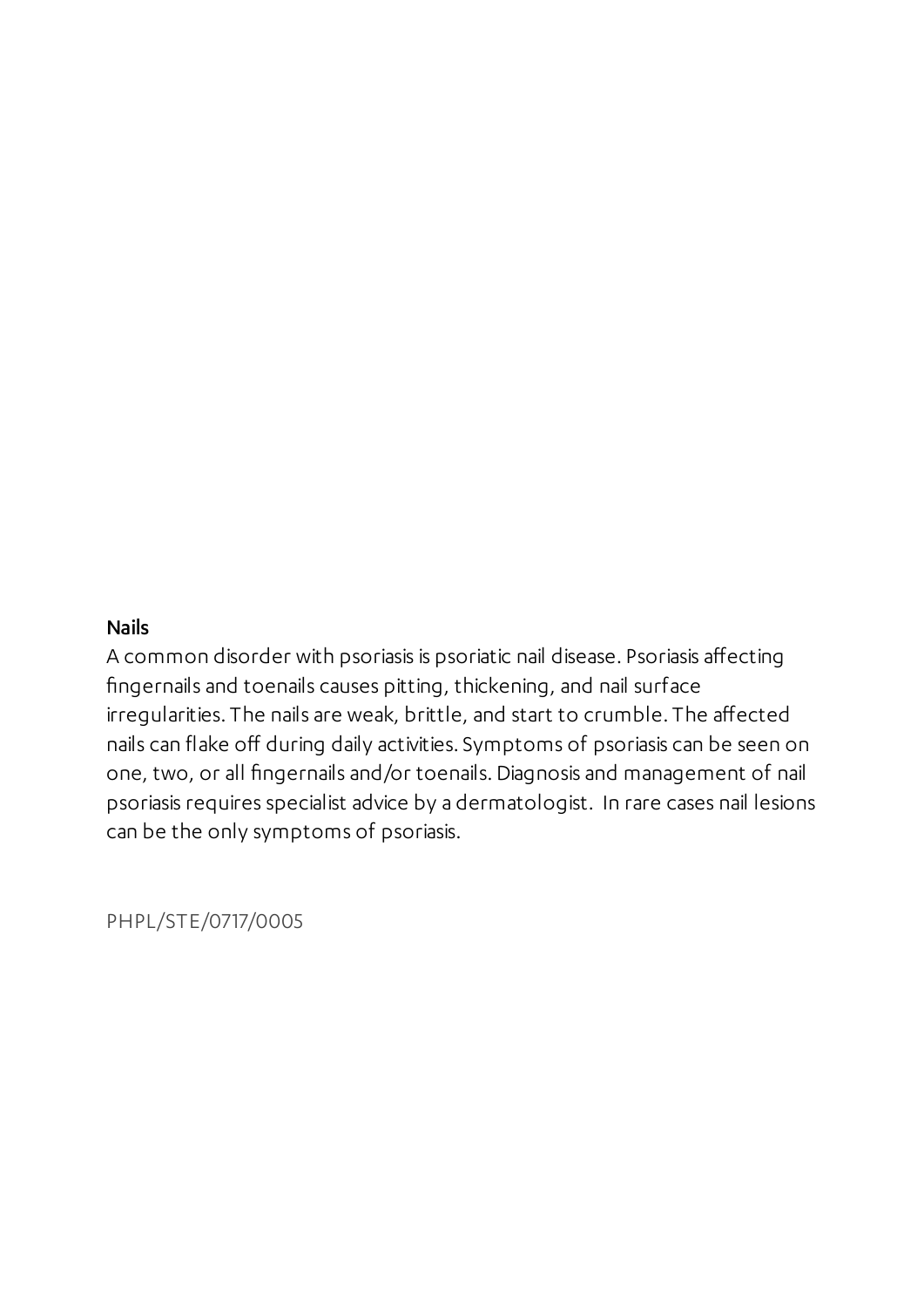## Nails

A common disorder with psoriasis is psoriatic nail disease. Psoriasis affecting fingernails and toenails causes pitting, thickening, and nail surface irregularities. The nails are weak, brittle, and start to crumble. The affected nails can flake off during daily activities. Symptoms of psoriasis can be seen on one, two, or all fingernails and/or toenails. Diagnosis and management of nail psoriasis requires specialist advice by a dermatologist. In rare cases nail lesions can be the only symptoms of psoriasis.

PHPL/STE/0717/0005